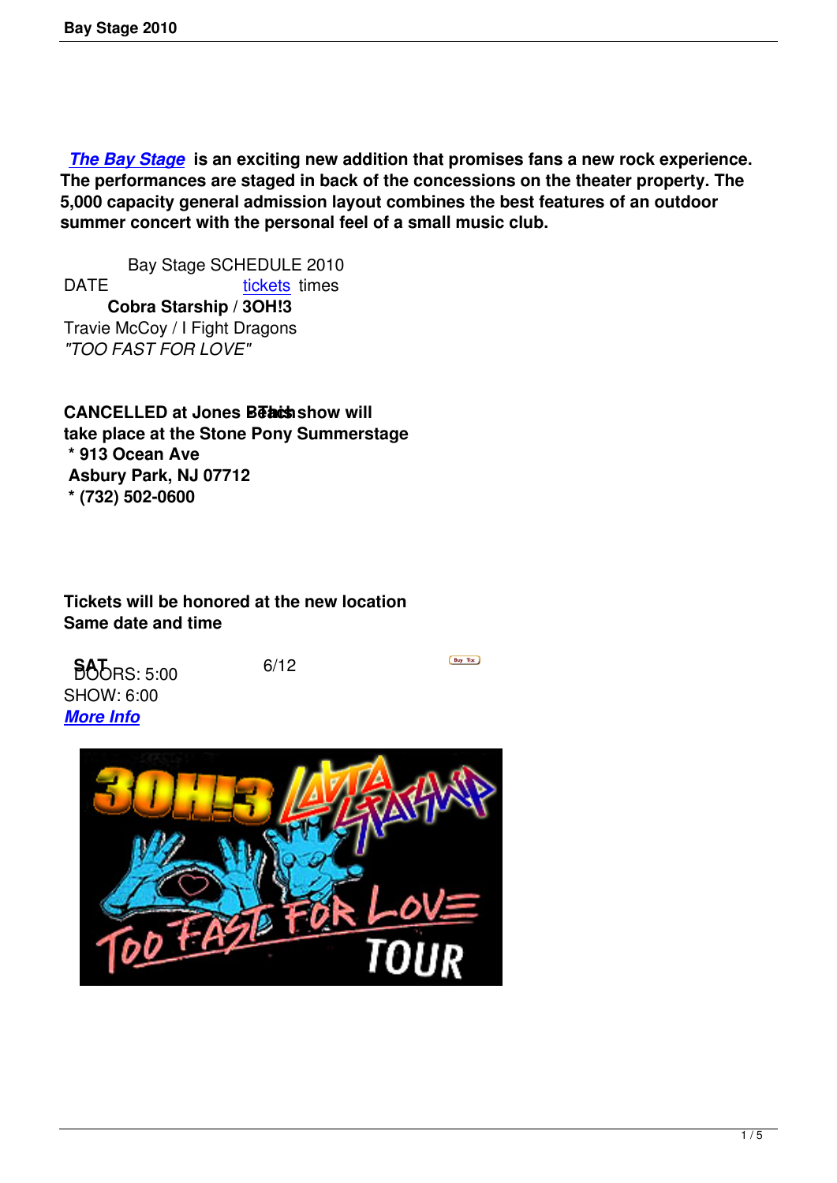***The Bay Stage*** **is an exciting new addition that promises fans a new rock experience. The performances are staged in back of the concessions on the theater property. The 5,000 capacity general admission layout combines the best features of an outdoor summer concert with the personal feel of a small music club.**

Bay Stage SCHEDULE 2010

DATE tickets times

**Cobra Starship / 3OH!3**

Travie McCoy / I Fight Dragons

*"TOO FAST FOR LOVE"*

**CANCELLED at Jones Beach This show will take place at the Stone Pony Summerstage**

**\* 913 Ocean Ave**

**Asbury Park, NJ 07712**

**\* (732) 502-0600**

**Tickets will be honored at the new location**

**Same date and time**

SAT 6/12

DOORS: 5:00

SHOW: 6:00

***More Info***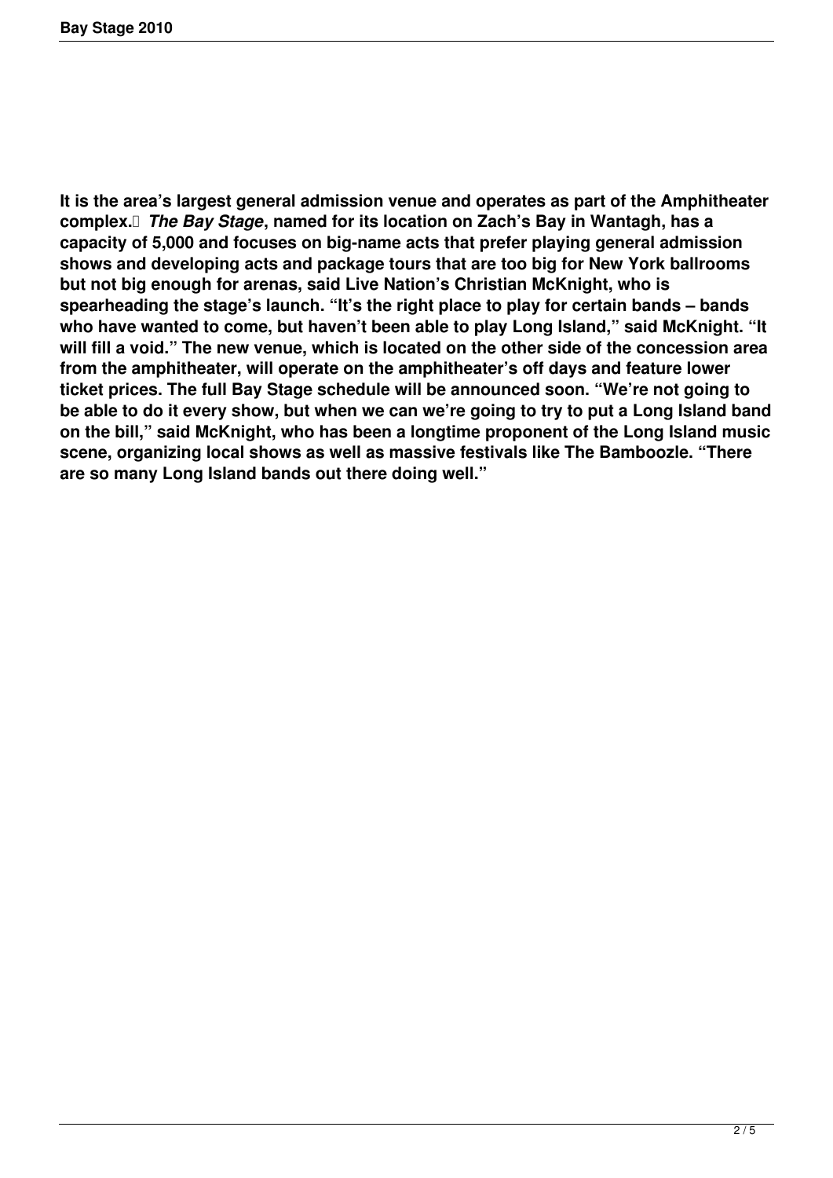**It is the area's largest general admission venue and operates as part of the Amphitheater complex.** ***The Bay Stage*****, named for its location on Zach's Bay in Wantagh, has a capacity of 5,000 and focuses on big-name acts that prefer playing general admission shows and developing acts and package tours that are too big for New York ballrooms but not big enough for arenas, said Live Nation's Christian McKnight, who is spearheading the stage's launch. "It's the right place to play for certain bands – bands who have wanted to come, but haven't been able to play Long Island," said McKnight. "It will fill a void." The new venue, which is located on the other side of the concession area from the amphitheater, will operate on the amphitheater's off days and feature lower ticket prices. The full Bay Stage schedule will be announced soon. "We're not going to be able to do it every show, but when we can we're going to try to put a Long Island band on the bill," said McKnight, who has been a longtime proponent of the Long Island music scene, organizing local shows as well as massive festivals like The Bamboozle. "There are so many Long Island bands out there doing well."**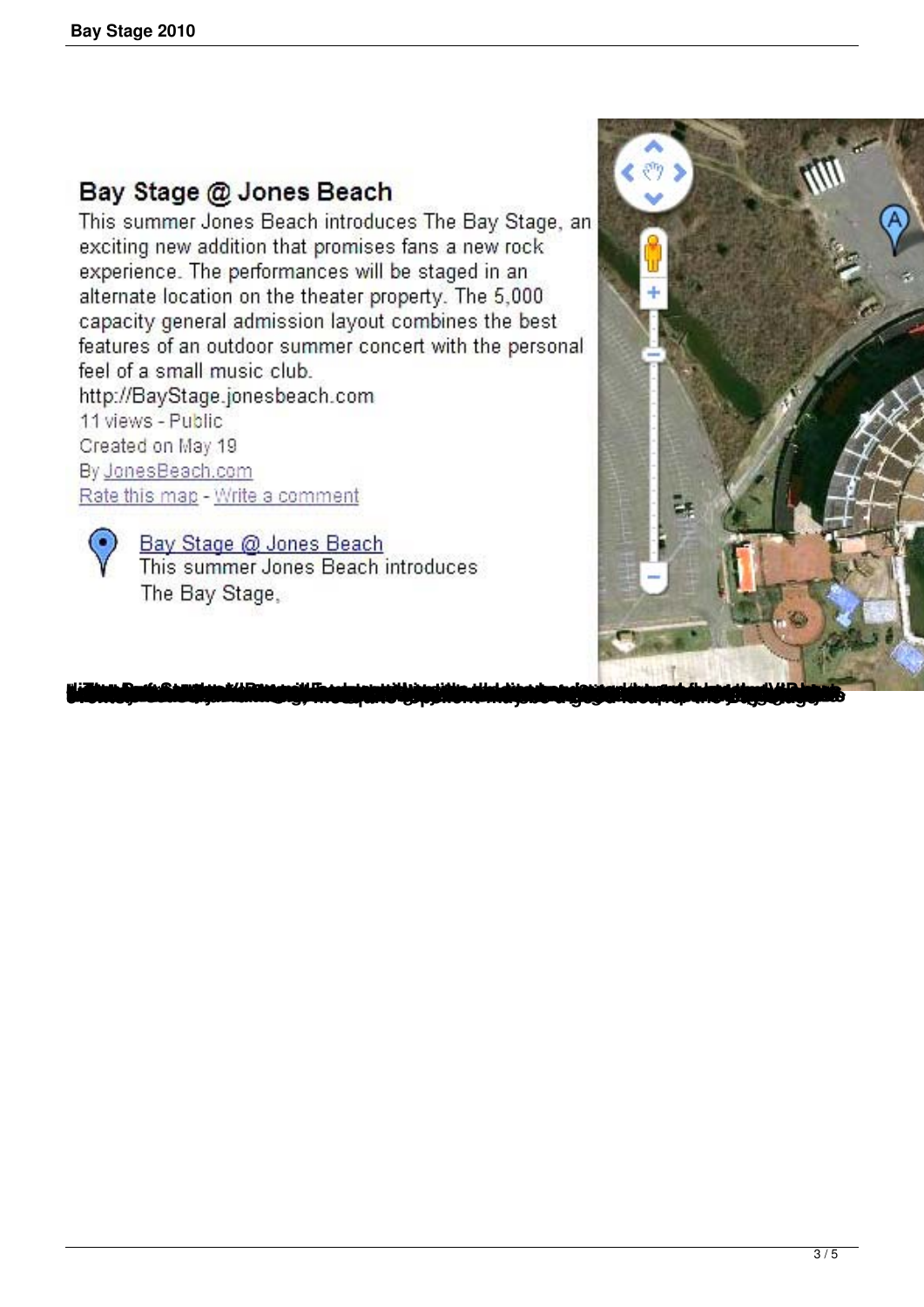## Bay Stage @ Jones Beach

This summer Jones Beach introduces The Bay Stage, an exciting new addition that promises fans a new rock experience. The performances will be staged in an alternate location on the theater property. The 5,000 capacity general admission layout combines the best features of an outdoor summer concert with the personal feel of a small music club.

http://BayStage.jonesbeach.com

11 views - Public

Created on May 19

By JonesBeach.com

Rate this map - Write a comment

Bay Stage @ Jones Beach

This summer Jones Beach introduces The Bay Stage,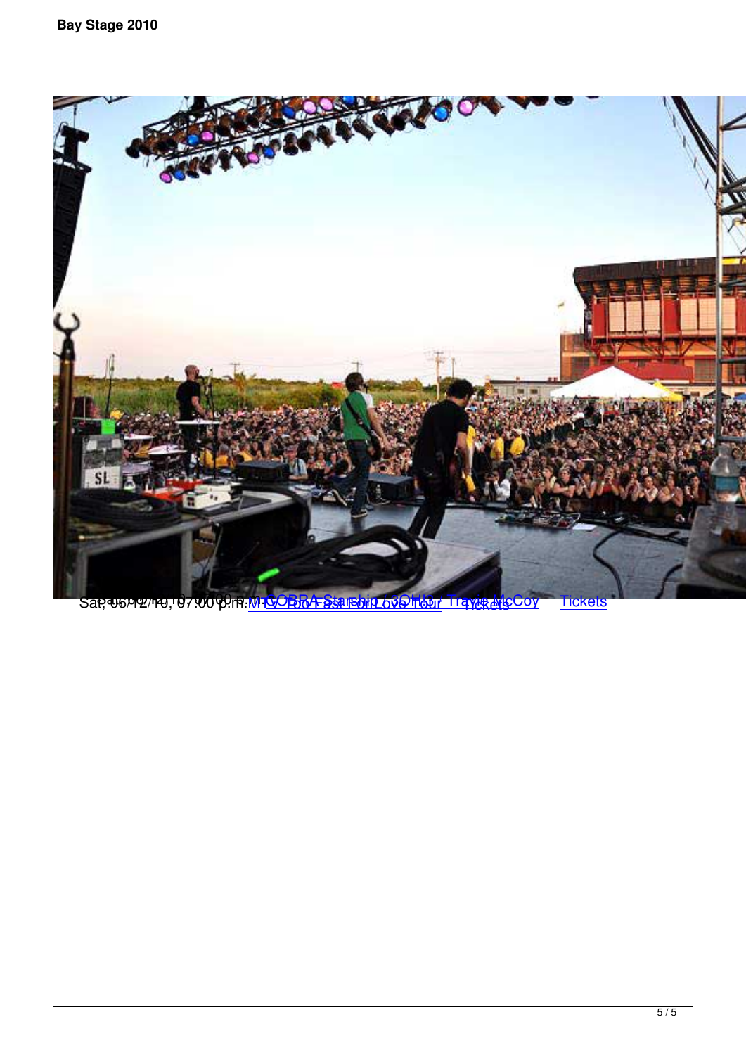Sat, 06/12/10, 07:00 p.m.: MTV Too Fast For Love Tour    Tickets

Sat, 06/12/10, 07:00 p.m.: COBRA Starship / 3OH!3 / Travie McCoy    Tickets